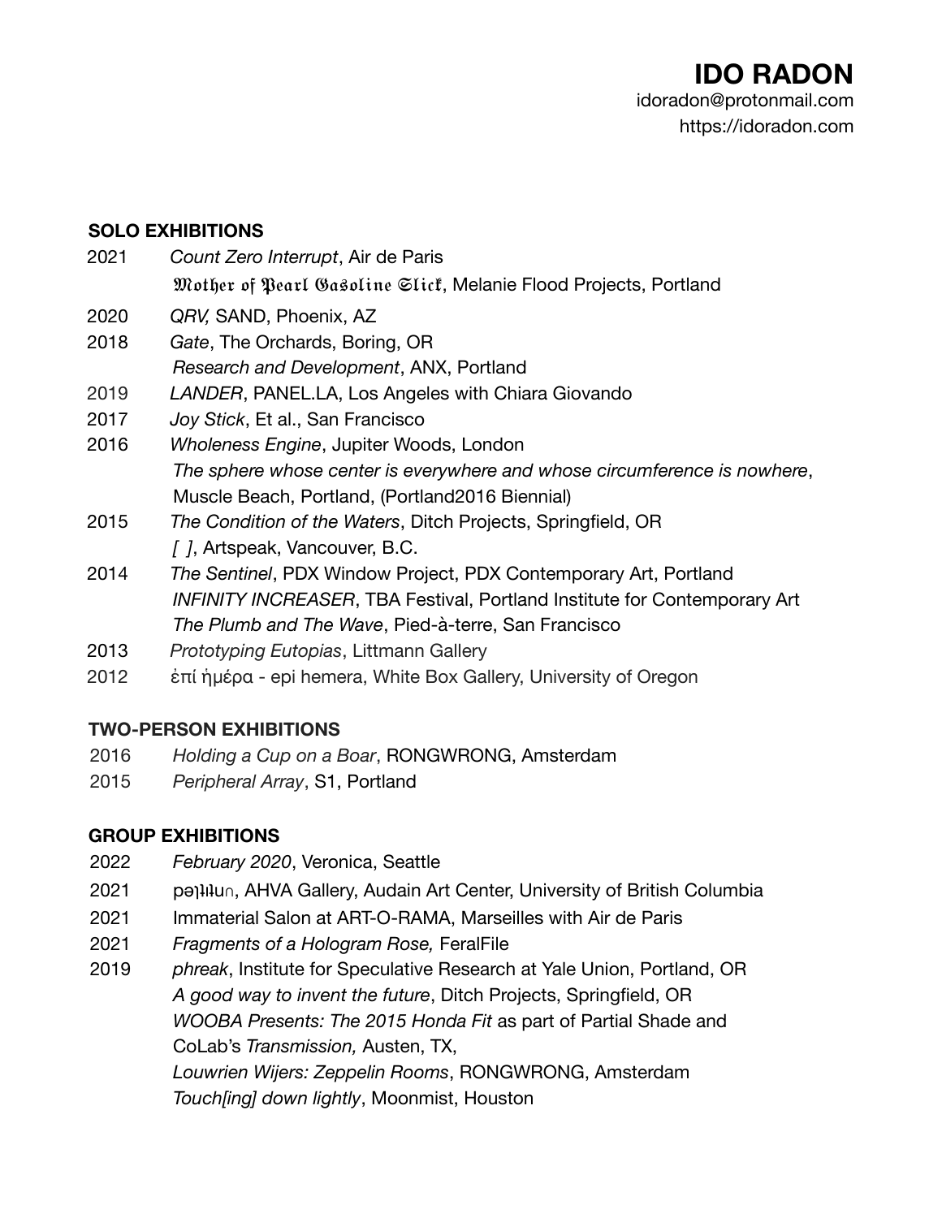# IDO RADON

idoradon@protonmail.com
https://idoradon.com

## SOLO EXHIBITIONS

2021 *Count Zero Interrupt*, Air de Paris
𝔐𝔬𝔱𝔥𝔢𝔯 𝔬𝔣 𝔓𝔢𝔞𝔯𝔩 𝔊𝔞𝔰𝔬𝔩𝔦𝔫𝔢 𝔖𝔩𝔦𝔠𝔨, Melanie Flood Projects, Portland

2020 *QRV,* SAND, Phoenix, AZ

2018 *Gate*, The Orchards, Boring, OR
*Research and Development*, ANX, Portland

2019 *LANDER*, PANEL.LA, Los Angeles with Chiara Giovando

2017 *Joy Stick*, Et al., San Francisco

2016 *Wholeness Engine*, Jupiter Woods, London
*The sphere whose center is everywhere and whose circumference is nowhere*, Muscle Beach, Portland, (Portland2016 Biennial)

2015 *The Condition of the Waters*, Ditch Projects, Springfield, OR
*[ ]*, Artspeak, Vancouver, B.C.

2014 *The Sentinel*, PDX Window Project, PDX Contemporary Art, Portland
*INFINITY INCREASER*, TBA Festival, Portland Institute for Contemporary Art
*The Plumb and The Wave*, Pied-à-terre, San Francisco

2013 *Prototyping Eutopias*, Littmann Gallery

2012 ἐπί ἡμέρα - epi hemera, White Box Gallery, University of Oregon

## TWO-PERSON EXHIBITIONS

2016 *Holding a Cup on a Boar*, RONGWRONG, Amsterdam

2015 *Peripheral Array*, S1, Portland

## GROUP EXHIBITIONS

2022 *February 2020*, Veronica, Seattle

2021 pəlilun, AHVA Gallery, Audain Art Center, University of British Columbia

2021 Immaterial Salon at ART-O-RAMA, Marseilles with Air de Paris

2021 *Fragments of a Hologram Rose,* FeralFile

2019 *phreak*, Institute for Speculative Research at Yale Union, Portland, OR
*A good way to invent the future*, Ditch Projects, Springfield, OR
*WOOBA Presents: The 2015 Honda Fit* as part of Partial Shade and CoLab's *Transmission,* Austen, TX,
*Louwrien Wijers: Zeppelin Rooms*, RONGWRONG, Amsterdam
*Touch[ing] down lightly*, Moonmist, Houston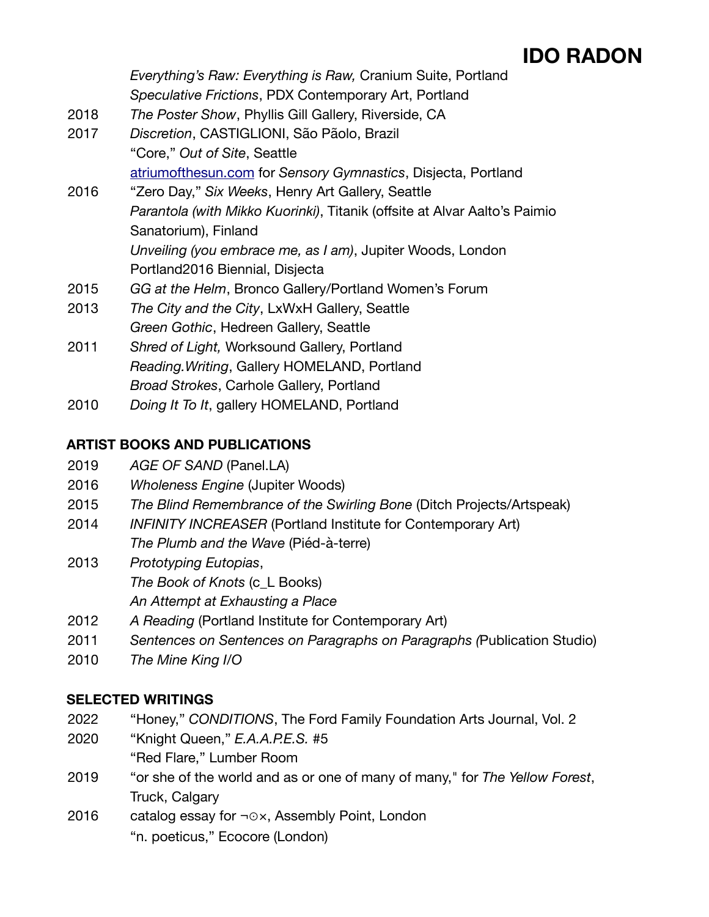*Everything's Raw: Everything is Raw,* Cranium Suite, Portland
*Speculative Frictions*, PDX Contemporary Art, Portland

2018 *The Poster Show*, Phyllis Gill Gallery, Riverside, CA

2017 *Discretion*, CASTIGLIONI, São Pãolo, Brazil
"Core," *Out of Site*, Seattle
[atriumofthesun.com](atriumofthesun.com) for *Sensory Gymnastics*, Disjecta, Portland

2016 "Zero Day," *Six Weeks*, Henry Art Gallery, Seattle
*Parantola (with Mikko Kuorinki)*, Titanik (offsite at Alvar Aalto's Paimio Sanatorium), Finland
*Unveiling (you embrace me, as I am)*, Jupiter Woods, London
Portland2016 Biennial, Disjecta

2015 *GG at the Helm*, Bronco Gallery/Portland Women's Forum

2013 *The City and the City*, LxWxH Gallery, Seattle
*Green Gothic*, Hedreen Gallery, Seattle

2011 *Shred of Light,* Worksound Gallery, Portland
*Reading.Writing*, Gallery HOMELAND, Portland
*Broad Strokes*, Carhole Gallery, Portland

2010 *Doing It To It*, gallery HOMELAND, Portland

**ARTIST BOOKS AND PUBLICATIONS**

2019 *AGE OF SAND* (Panel.LA)

2016 *Wholeness Engine* (Jupiter Woods)

2015 *The Blind Remembrance of the Swirling Bone* (Ditch Projects/Artspeak)

2014 *INFINITY INCREASER* (Portland Institute for Contemporary Art)
*The Plumb and the Wave* (Piéd-à-terre)

2013 *Prototyping Eutopias*,
*The Book of Knots* (c_L Books)
*An Attempt at Exhausting a Place*

2012 *A Reading* (Portland Institute for Contemporary Art)

2011 *Sentences on Sentences on Paragraphs on Paragraphs (*Publication Studio)

2010 *The Mine King I/O*

**SELECTED WRITINGS**

2022 "Honey," *CONDITIONS*, The Ford Family Foundation Arts Journal, Vol. 2

2020 "Knight Queen," *E.A.A.P.E.S.* #5
"Red Flare," Lumber Room

2019 "or she of the world and as or one of many of many," for *The Yellow Forest*, Truck, Calgary

2016 catalog essay for ¬⊙×, Assembly Point, London
"n. poeticus," Ecocore (London)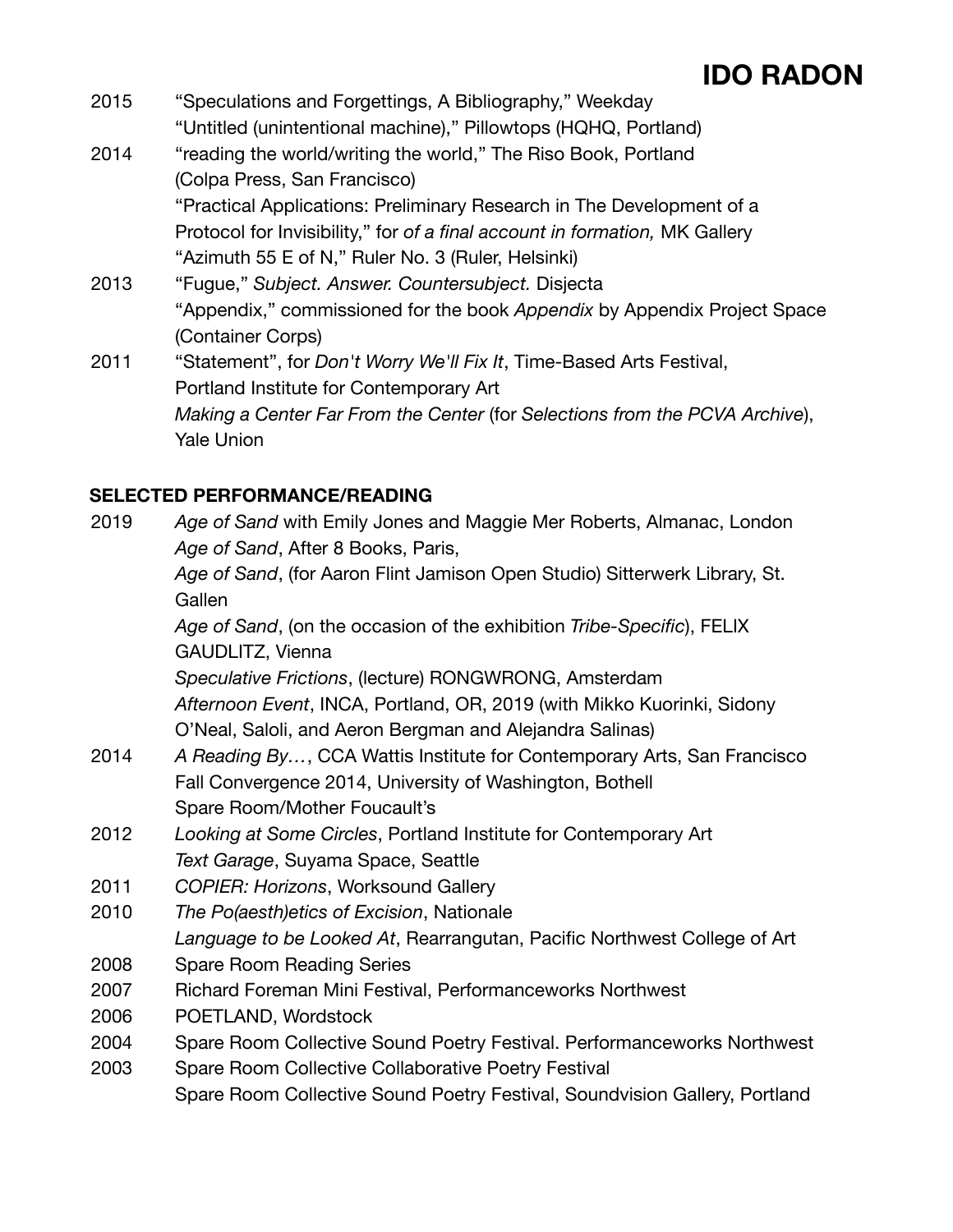2015 "Speculations and Forgettings, A Bibliography," Weekday
"Untitled (unintentional machine)," Pillowtops (HQHQ, Portland)

2014 "reading the world/writing the world," The Riso Book, Portland (Colpa Press, San Francisco)
"Practical Applications: Preliminary Research in The Development of a Protocol for Invisibility," for *of a final account in formation,* MK Gallery
"Azimuth 55 E of N," Ruler No. 3 (Ruler, Helsinki)

2013 "Fugue," *Subject. Answer. Countersubject.* Disjecta
"Appendix," commissioned for the book *Appendix* by Appendix Project Space (Container Corps)

2011 "Statement", for *Don't Worry We'll Fix It*, Time-Based Arts Festival, Portland Institute for Contemporary Art
*Making a Center Far From the Center* (for *Selections from the PCVA Archive*), Yale Union

**SELECTED PERFORMANCE/READING**

2019 *Age of Sand* with Emily Jones and Maggie Mer Roberts, Almanac, London
*Age of Sand*, After 8 Books, Paris,
*Age of Sand*, (for Aaron Flint Jamison Open Studio) Sitterwerk Library, St. Gallen
*Age of Sand*, (on the occasion of the exhibition *Tribe-Specific*), FELIX GAUDLITZ, Vienna
*Speculative Frictions*, (lecture) RONGWRONG, Amsterdam
*Afternoon Event*, INCA, Portland, OR, 2019 (with Mikko Kuorinki, Sidony O'Neal, Saloli, and Aeron Bergman and Alejandra Salinas)

2014 *A Reading By…*, CCA Wattis Institute for Contemporary Arts, San Francisco
Fall Convergence 2014, University of Washington, Bothell
Spare Room/Mother Foucault's

2012 *Looking at Some Circles*, Portland Institute for Contemporary Art
*Text Garage*, Suyama Space, Seattle

2011 *COPIER: Horizons*, Worksound Gallery

2010 *The Po(aesth)etics of Excision*, Nationale
*Language to be Looked At*, Rearrangutan, Pacific Northwest College of Art

2008 Spare Room Reading Series

2007 Richard Foreman Mini Festival, Performanceworks Northwest

2006 POETLAND, Wordstock

2004 Spare Room Collective Sound Poetry Festival. Performanceworks Northwest

2003 Spare Room Collective Collaborative Poetry Festival
Spare Room Collective Sound Poetry Festival, Soundvision Gallery, Portland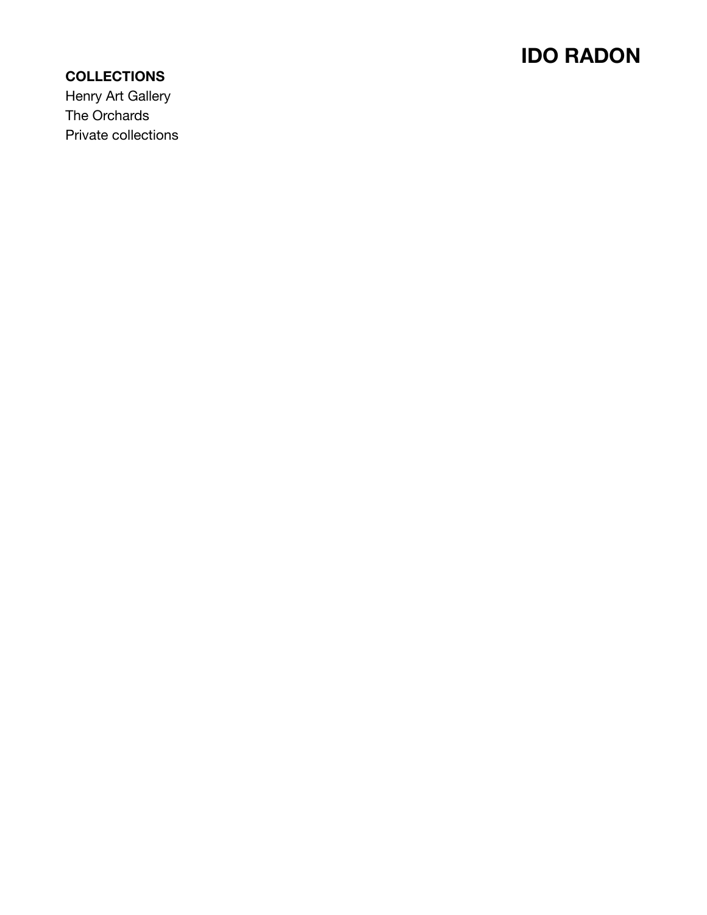**COLLECTIONS**

Henry Art Gallery
The Orchards
Private collections